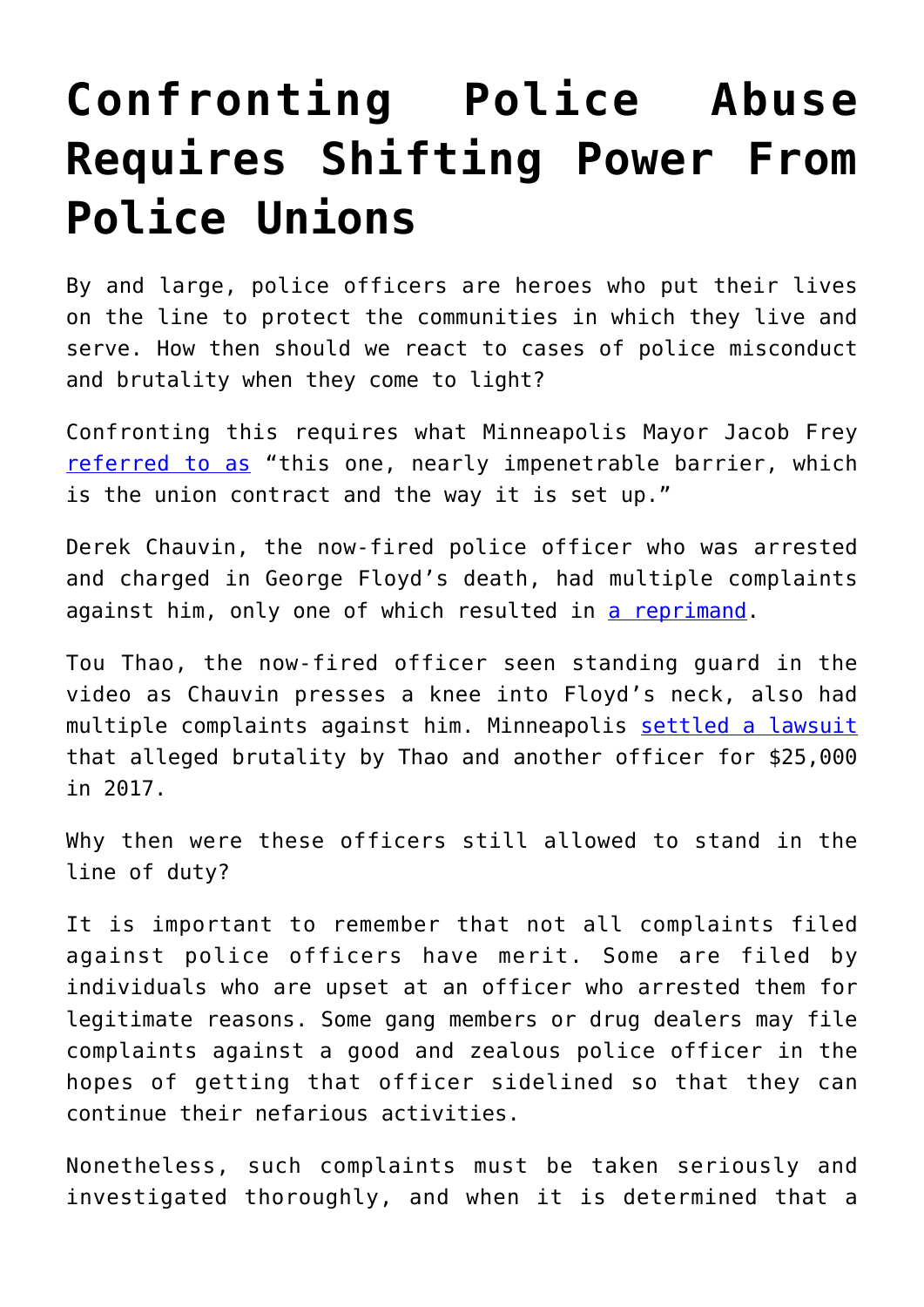# Confronting Police Abuse Requires Shifting Power From Police Unions

By and large, police officers are heroes who put their lives on the line to protect the communities in which they live and serve. How then should we react to cases of police misconduct and brutality when they come to light?

Confronting this requires what Minneapolis Mayor Jacob Frey referred to as "this one, nearly impenetrable barrier, which is the union contract and the way it is set up."

Derek Chauvin, the now-fired police officer who was arrested and charged in George Floyd's death, had multiple complaints against him, only one of which resulted in a reprimand.

Tou Thao, the now-fired officer seen standing guard in the video as Chauvin presses a knee into Floyd's neck, also had multiple complaints against him. Minneapolis settled a lawsuit that alleged brutality by Thao and another officer for $25,000 in 2017.

Why then were these officers still allowed to stand in the line of duty?

It is important to remember that not all complaints filed against police officers have merit. Some are filed by individuals who are upset at an officer who arrested them for legitimate reasons. Some gang members or drug dealers may file complaints against a good and zealous police officer in the hopes of getting that officer sidelined so that they can continue their nefarious activities.

Nonetheless, such complaints must be taken seriously and investigated thoroughly, and when it is determined that a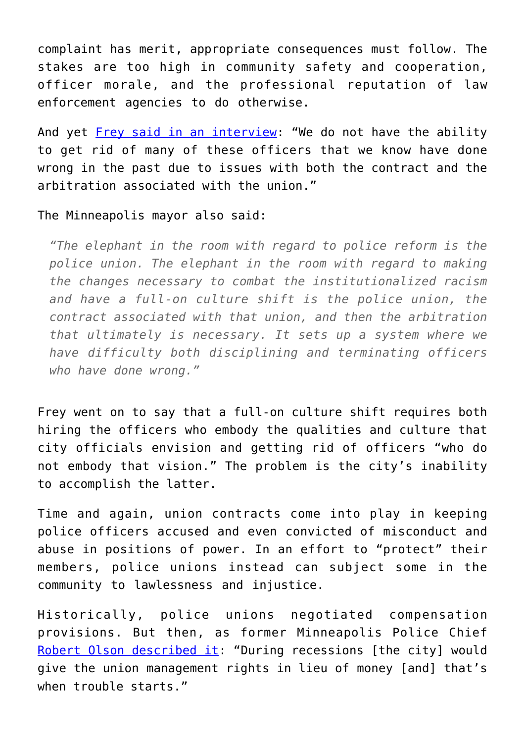complaint has merit, appropriate consequences must follow. The stakes are too high in community safety and cooperation, officer morale, and the professional reputation of law enforcement agencies to do otherwise.

And yet Frey said in an interview: "We do not have the ability to get rid of many of these officers that we know have done wrong in the past due to issues with both the contract and the arbitration associated with the union."

The Minneapolis mayor also said:

> *"The elephant in the room with regard to police reform is the police union. The elephant in the room with regard to making the changes necessary to combat the institutionalized racism and have a full-on culture shift is the police union, the contract associated with that union, and then the arbitration that ultimately is necessary. It sets up a system where we have difficulty both disciplining and terminating officers who have done wrong."*

Frey went on to say that a full-on culture shift requires both hiring the officers who embody the qualities and culture that city officials envision and getting rid of officers "who do not embody that vision." The problem is the city's inability to accomplish the latter.

Time and again, union contracts come into play in keeping police officers accused and even convicted of misconduct and abuse in positions of power. In an effort to "protect" their members, police unions instead can subject some in the community to lawlessness and injustice.

Historically, police unions negotiated compensation provisions. But then, as former Minneapolis Police Chief Robert Olson described it: "During recessions [the city] would give the union management rights in lieu of money [and] that's when trouble starts."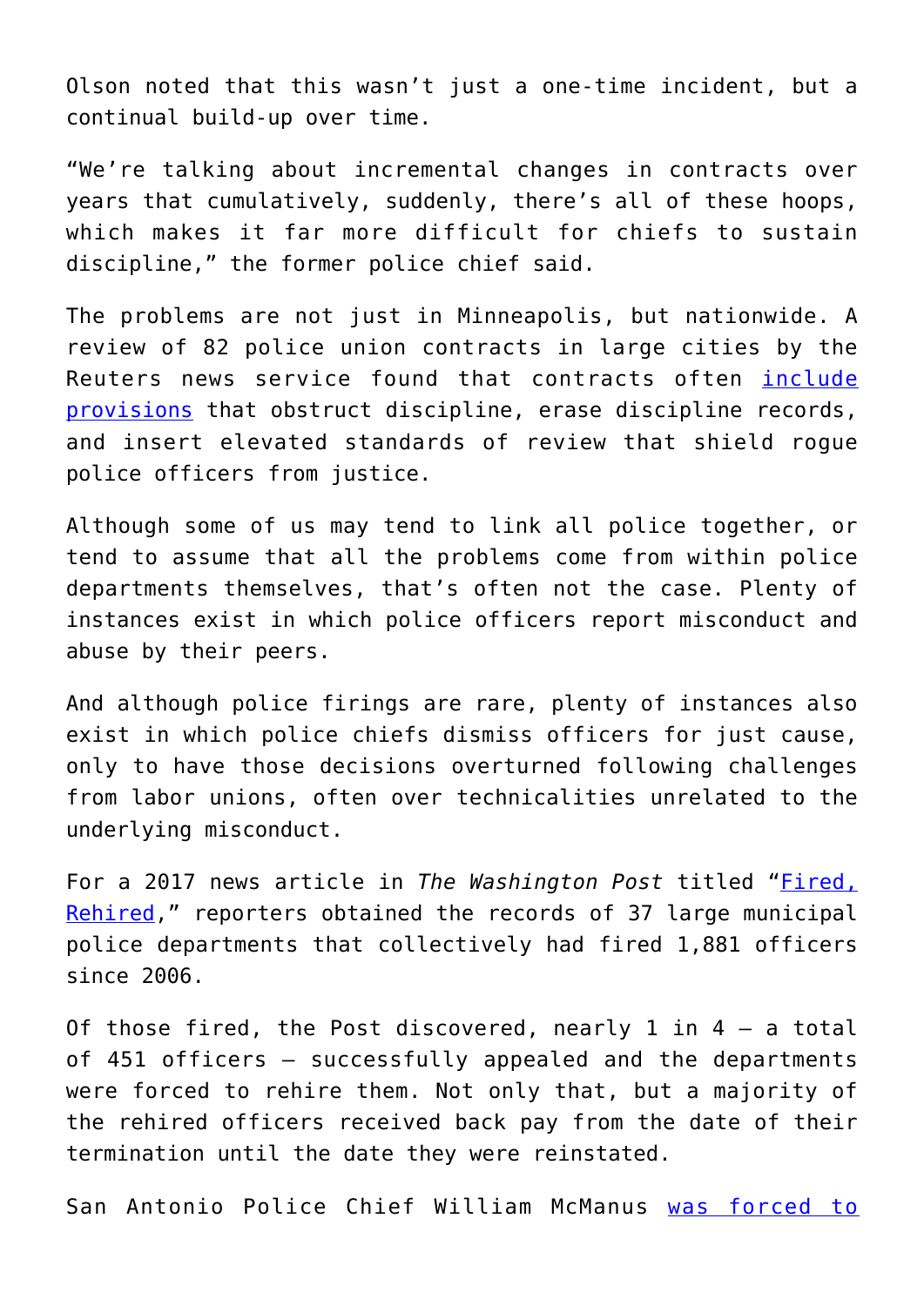Olson noted that this wasn't just a one-time incident, but a continual build-up over time.

"We're talking about incremental changes in contracts over years that cumulatively, suddenly, there's all of these hoops, which makes it far more difficult for chiefs to sustain discipline," the former police chief said.

The problems are not just in Minneapolis, but nationwide. A review of 82 police union contracts in large cities by the Reuters news service found that contracts often include provisions that obstruct discipline, erase discipline records, and insert elevated standards of review that shield rogue police officers from justice.

Although some of us may tend to link all police together, or tend to assume that all the problems come from within police departments themselves, that's often not the case. Plenty of instances exist in which police officers report misconduct and abuse by their peers.

And although police firings are rare, plenty of instances also exist in which police chiefs dismiss officers for just cause, only to have those decisions overturned following challenges from labor unions, often over technicalities unrelated to the underlying misconduct.

For a 2017 news article in *The Washington Post* titled "Fired, Rehired," reporters obtained the records of 37 large municipal police departments that collectively had fired 1,881 officers since 2006.

Of those fired, the Post discovered, nearly 1 in 4 – a total of 451 officers – successfully appealed and the departments were forced to rehire them. Not only that, but a majority of the rehired officers received back pay from the date of their termination until the date they were reinstated.

San Antonio Police Chief William McManus was forced to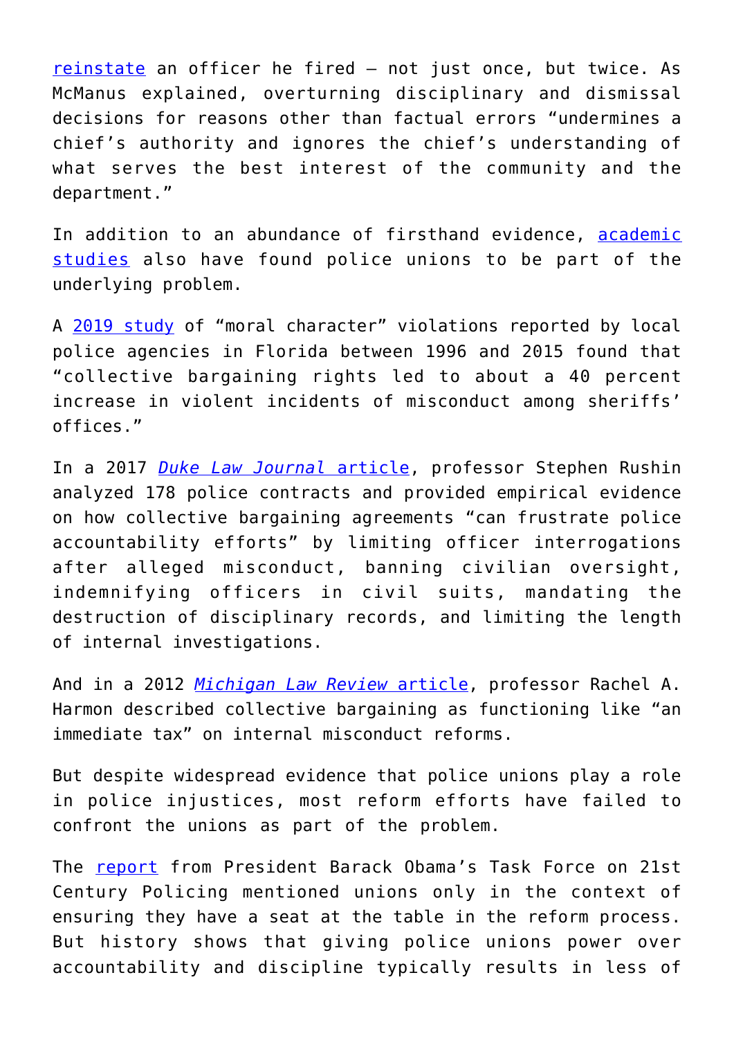reinstate an officer he fired — not just once, but twice. As McManus explained, overturning disciplinary and dismissal decisions for reasons other than factual errors "undermines a chief's authority and ignores the chief's understanding of what serves the best interest of the community and the department."

In addition to an abundance of firsthand evidence, academic studies also have found police unions to be part of the underlying problem.

A 2019 study of "moral character" violations reported by local police agencies in Florida between 1996 and 2015 found that "collective bargaining rights led to about a 40 percent increase in violent incidents of misconduct among sheriffs' offices."

In a 2017 *Duke Law Journal* article, professor Stephen Rushin analyzed 178 police contracts and provided empirical evidence on how collective bargaining agreements "can frustrate police accountability efforts" by limiting officer interrogations after alleged misconduct, banning civilian oversight, indemnifying officers in civil suits, mandating the destruction of disciplinary records, and limiting the length of internal investigations.

And in a 2012 *Michigan Law Review* article, professor Rachel A. Harmon described collective bargaining as functioning like "an immediate tax" on internal misconduct reforms.

But despite widespread evidence that police unions play a role in police injustices, most reform efforts have failed to confront the unions as part of the problem.

The report from President Barack Obama's Task Force on 21st Century Policing mentioned unions only in the context of ensuring they have a seat at the table in the reform process. But history shows that giving police unions power over accountability and discipline typically results in less of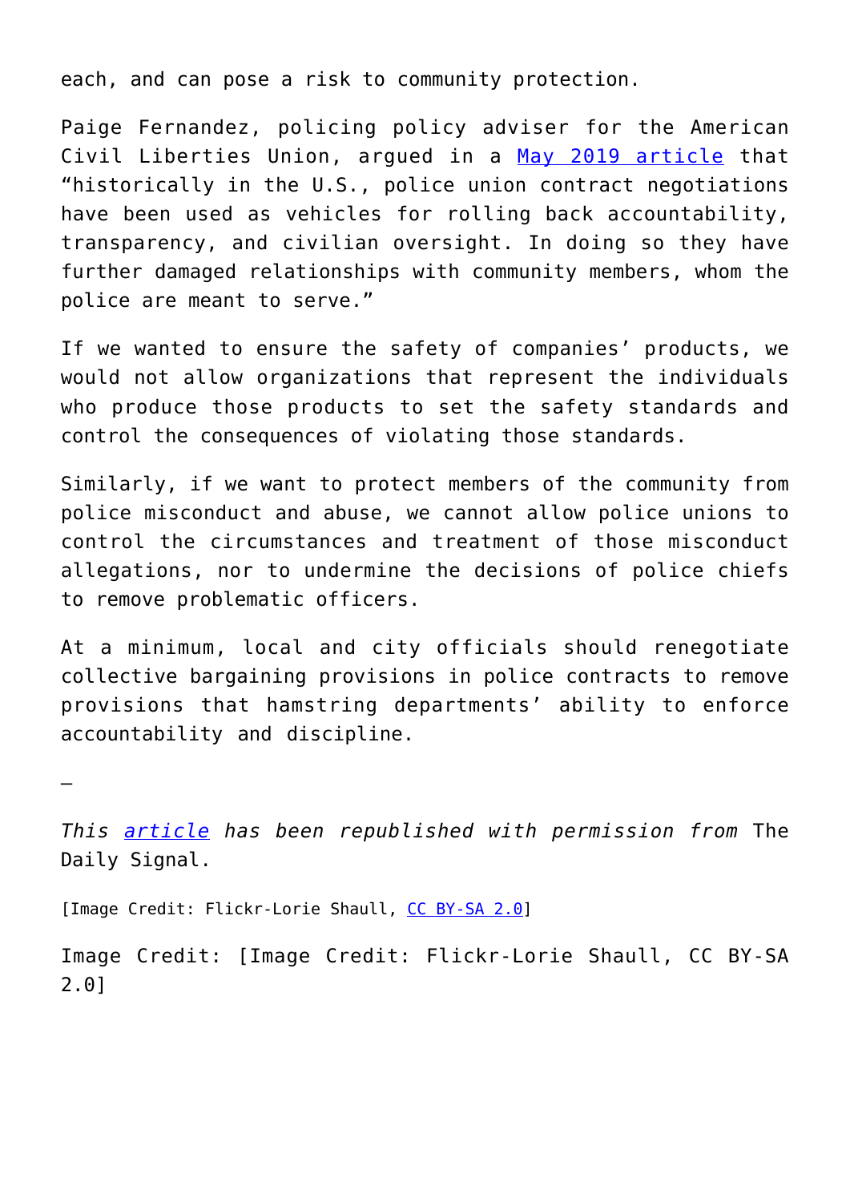each, and can pose a risk to community protection.

Paige Fernandez, policing policy adviser for the American Civil Liberties Union, argued in a May 2019 article that "historically in the U.S., police union contract negotiations have been used as vehicles for rolling back accountability, transparency, and civilian oversight. In doing so they have further damaged relationships with community members, whom the police are meant to serve."

If we wanted to ensure the safety of companies' products, we would not allow organizations that represent the individuals who produce those products to set the safety standards and control the consequences of violating those standards.

Similarly, if we want to protect members of the community from police misconduct and abuse, we cannot allow police unions to control the circumstances and treatment of those misconduct allegations, nor to undermine the decisions of police chiefs to remove problematic officers.

At a minimum, local and city officials should renegotiate collective bargaining provisions in police contracts to remove provisions that hamstring departments' ability to enforce accountability and discipline.

—

*This article has been republished with permission from* The Daily Signal.

[Image Credit: Flickr-Lorie Shaull, CC BY-SA 2.0]

Image Credit: [Image Credit: Flickr-Lorie Shaull, CC BY-SA 2.0]